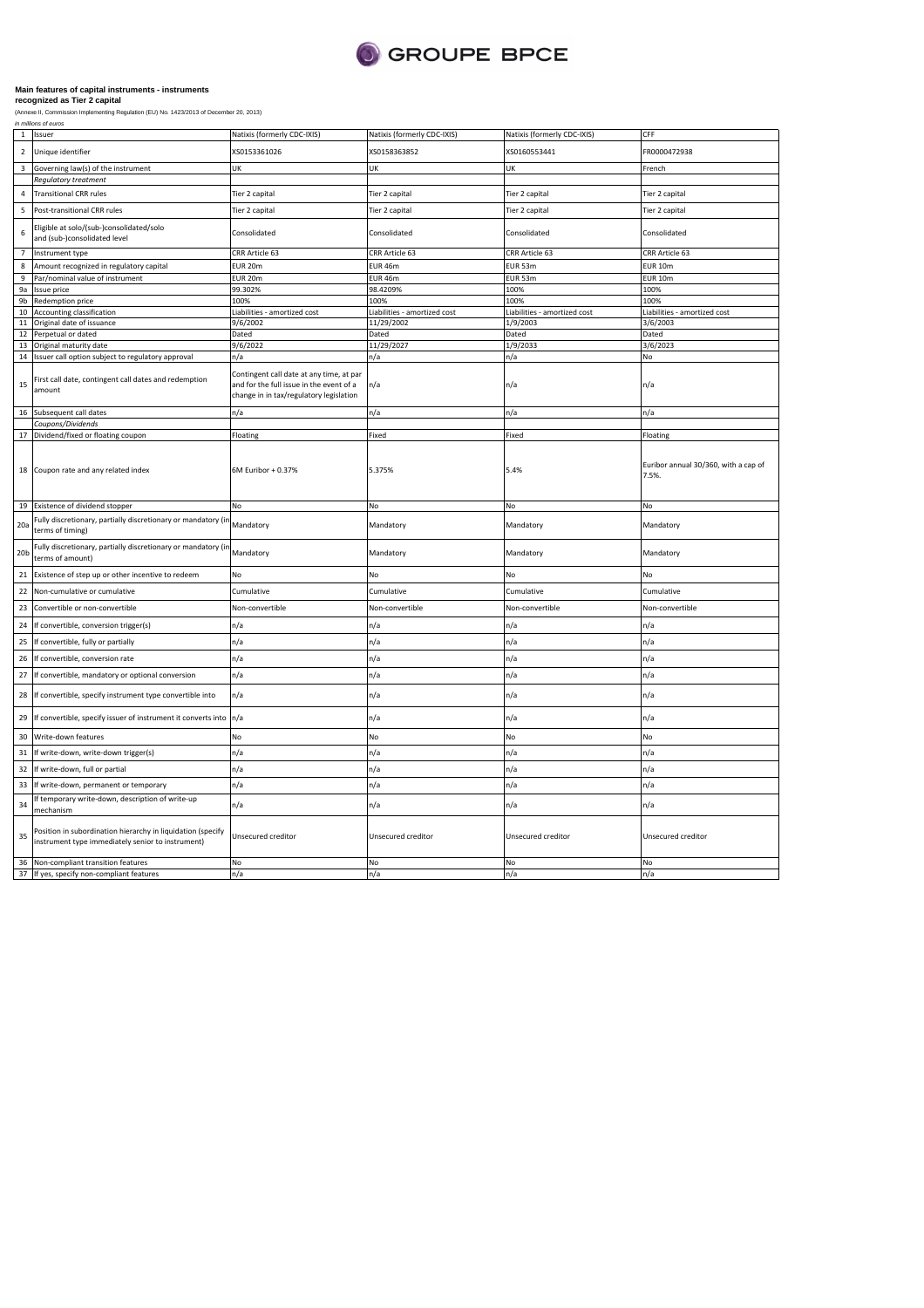GROUPE BPCE

**Main features of capital instruments - instruments recognized as Tier 2 capital**

(Annexe II, Commission Implementing Regulation (EU) No. 1423/2013 of December 20, 2013)

*in millions of euros*

| | | | | | |
|---|---|---|---|---|---|
| 1 | Issuer | Natixis (formerly CDC-IXIS) | Natixis (formerly CDC-IXIS) | Natixis (formerly CDC-IXIS) | CFF |
| 2 | Unique identifier | XS0153361026 | XS0158363852 | XS0160553441 | FR0000472938 |
| 3 | Governing law(s) of the instrument | UK | UK | UK | French |
| | *Regulatory treatment* | | | | |
| 4 | Transitional CRR rules | Tier 2 capital | Tier 2 capital | Tier 2 capital | Tier 2 capital |
| 5 | Post-transitional CRR rules | Tier 2 capital | Tier 2 capital | Tier 2 capital | Tier 2 capital |
| 6 | Eligible at solo/(sub-)consolidated/solo and (sub-)consolidated level | Consolidated | Consolidated | Consolidated | Consolidated |
| 7 | Instrument type | CRR Article 63 | CRR Article 63 | CRR Article 63 | CRR Article 63 |
| 8 | Amount recognized in regulatory capital | EUR 20m | EUR 46m | EUR 53m | EUR 10m |
| 9 | Par/nominal value of instrument | EUR 20m | EUR 46m | EUR 53m | EUR 10m |
| 9a | Issue price | 99.302% | 98.4209% | 100% | 100% |
| 9b | Redemption price | 100% | 100% | 100% | 100% |
| 10 | Accounting classification | Liabilities - amortized cost | Liabilities - amortized cost | Liabilities - amortized cost | Liabilities - amortized cost |
| 11 | Original date of issuance | 9/6/2002 | 11/29/2002 | 1/9/2003 | 3/6/2003 |
| 12 | Perpetual or dated | Dated | Dated | Dated | Dated |
| 13 | Original maturity date | 9/6/2022 | 11/29/2027 | 1/9/2033 | 3/6/2023 |
| 14 | Issuer call option subject to regulatory approval | n/a | n/a | n/a | No |
| 15 | First call date, contingent call dates and redemption amount | Contingent call date at any time, at par and for the full issue in the event of a change in in tax/regulatory legislation | n/a | n/a | n/a |
| 16 | Subsequent call dates | n/a | n/a | n/a | n/a |
| | *Coupons/Dividends* | | | | |
| 17 | Dividend/fixed or floating coupon | Floating | Fixed | Fixed | Floating |
| 18 | Coupon rate and any related index | 6M Euribor + 0.37% | 5.375% | 5.4% | Euribor annual 30/360, with a cap of 7.5%. |
| 19 | Existence of dividend stopper | No | No | No | No |
| 20a | Fully discretionary, partially discretionary or mandatory (in terms of timing) | Mandatory | Mandatory | Mandatory | Mandatory |
| 20b | Fully discretionary, partially discretionary or mandatory (in terms of amount) | Mandatory | Mandatory | Mandatory | Mandatory |
| 21 | Existence of step up or other incentive to redeem | No | No | No | No |
| 22 | Non-cumulative or cumulative | Cumulative | Cumulative | Cumulative | Cumulative |
| 23 | Convertible or non-convertible | Non-convertible | Non-convertible | Non-convertible | Non-convertible |
| 24 | If convertible, conversion trigger(s) | n/a | n/a | n/a | n/a |
| 25 | If convertible, fully or partially | n/a | n/a | n/a | n/a |
| 26 | If convertible, conversion rate | n/a | n/a | n/a | n/a |
| 27 | If convertible, mandatory or optional conversion | n/a | n/a | n/a | n/a |
| 28 | If convertible, specify instrument type convertible into | n/a | n/a | n/a | n/a |
| 29 | If convertible, specify issuer of instrument it converts into | n/a | n/a | n/a | n/a |
| 30 | Write-down features | No | No | No | No |
| 31 | If write-down, write-down trigger(s) | n/a | n/a | n/a | n/a |
| 32 | If write-down, full or partial | n/a | n/a | n/a | n/a |
| 33 | If write-down, permanent or temporary | n/a | n/a | n/a | n/a |
| 34 | If temporary write-down, description of write-up mechanism | n/a | n/a | n/a | n/a |
| 35 | Position in subordination hierarchy in liquidation (specify instrument type immediately senior to instrument) | Unsecured creditor | Unsecured creditor | Unsecured creditor | Unsecured creditor |
| 36 | Non-compliant transition features | No | No | No | No |
| 37 | If yes, specify non-compliant features | n/a | n/a | n/a | n/a |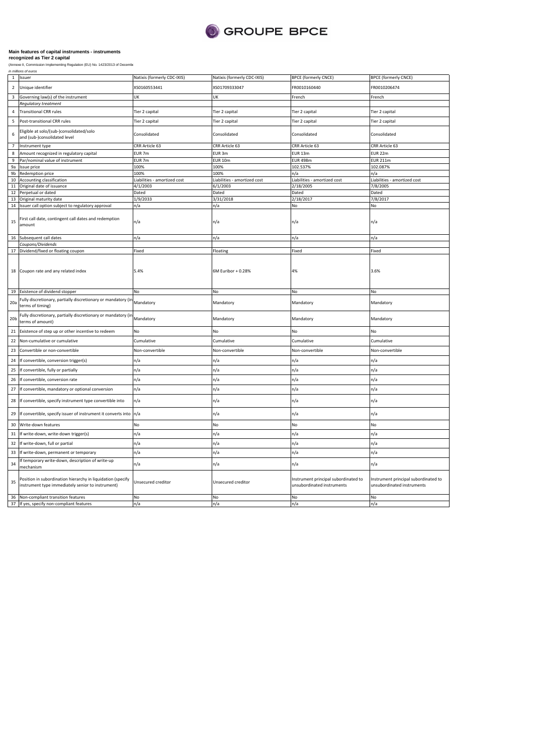**Main features of capital instruments - instruments recognized as Tier 2 capital**

(Annexe II, Commission Implementing Regulation (EU) No. 1423/2013 of Decembe

*in millions of euros*

| | | | | | |
|---|---|---|---|---|---|
| 1 | Issuer | Natixis (formerly CDC-IXIS) | Natixis (formerly CDC-IXIS) | BPCE (formerly CNCE) | BPCE (formerly CNCE) |
| 2 | Unique identifier | XS0160553441 | XS01709333047 | FR0010160440 | FR0010206474 |
| 3 | Governing law(s) of the instrument | UK | UK | French | French |
| | *Regulatory treatment* | | | | |
| 4 | Transitional CRR rules | Tier 2 capital | Tier 2 capital | Tier 2 capital | Tier 2 capital |
| 5 | Post-transitional CRR rules | Tier 2 capital | Tier 2 capital | Tier 2 capital | Tier 2 capital |
| 6 | Eligible at solo/(sub-)consolidated/solo and (sub-)consolidated level | Consolidated | Consolidated | Consolidated | Consolidated |
| 7 | Instrument type | CRR Article 63 | CRR Article 63 | CRR Article 63 | CRR Article 63 |
| 8 | Amount recognized in regulatory capital | EUR 7m | EUR 3m | EUR 13m | EUR 22m |
| 9 | Par/nominal value of instrument | EUR 7m | EUR 10m | EUR 498m | EUR 211m |
| 9a | Issue price | 100% | 100% | 102.537% | 102.087% |
| 9b | Redemption price | 100% | 100% | n/a | n/a |
| 10 | Accounting classification | Liabilities - amortized cost | Liabilities - amortized cost | Liabilities - amortized cost | Liabilities - amortized cost |
| 11 | Original date of issuance | 4/1/2003 | 6/1/2003 | 2/18/2005 | 7/8/2005 |
| 12 | Perpetual or dated | Dated | Dated | Dated | Dated |
| 13 | Original maturity date | 1/9/2033 | 3/31/2018 | 2/18/2017 | 7/8/2017 |
| 14 | Issuer call option subject to regulatory approval | n/a | n/a | No | No |
| 15 | First call date, contingent call dates and redemption amount | n/a | n/a | n/a | n/a |
| 16 | Subsequent call dates | n/a | n/a | n/a | n/a |
| | *Coupons/Dividends* | | | | |
| 17 | Dividend/fixed or floating coupon | Fixed | Floating | Fixed | Fixed |
| 18 | Coupon rate and any related index | 5.4% | 6M Euribor + 0.28% | 4% | 3.6% |
| 19 | Existence of dividend stopper | No | No | No | No |
| 20a | Fully discretionary, partially discretionary or mandatory (in terms of timing) | Mandatory | Mandatory | Mandatory | Mandatory |
| 20b | Fully discretionary, partially discretionary or mandatory (in terms of amount) | Mandatory | Mandatory | Mandatory | Mandatory |
| 21 | Existence of step up or other incentive to redeem | No | No | No | No |
| 22 | Non-cumulative or cumulative | Cumulative | Cumulative | Cumulative | Cumulative |
| 23 | Convertible or non-convertible | Non-convertible | Non-convertible | Non-convertible | Non-convertible |
| 24 | If convertible, conversion trigger(s) | n/a | n/a | n/a | n/a |
| 25 | If convertible, fully or partially | n/a | n/a | n/a | n/a |
| 26 | If convertible, conversion rate | n/a | n/a | n/a | n/a |
| 27 | If convertible, mandatory or optional conversion | n/a | n/a | n/a | n/a |
| 28 | If convertible, specify instrument type convertible into | n/a | n/a | n/a | n/a |
| 29 | If convertible, specify issuer of instrument it converts into | n/a | n/a | n/a | n/a |
| 30 | Write-down features | No | No | No | No |
| 31 | If write-down, write-down trigger(s) | n/a | n/a | n/a | n/a |
| 32 | If write-down, full or partial | n/a | n/a | n/a | n/a |
| 33 | If write-down, permanent or temporary | n/a | n/a | n/a | n/a |
| 34 | If temporary write-down, description of write-up mechanism | n/a | n/a | n/a | n/a |
| 35 | Position in subordination hierarchy in liquidation (specify instrument type immediately senior to instrument) | Unsecured creditor | Unsecured creditor | Instrument principal subordinated to unsubordinated instruments | Instrument principal subordinated to unsubordinated instruments |
| 36 | Non-compliant transition features | No | No | No | No |
| 37 | If yes, specify non-compliant features | n/a | n/a | n/a | n/a |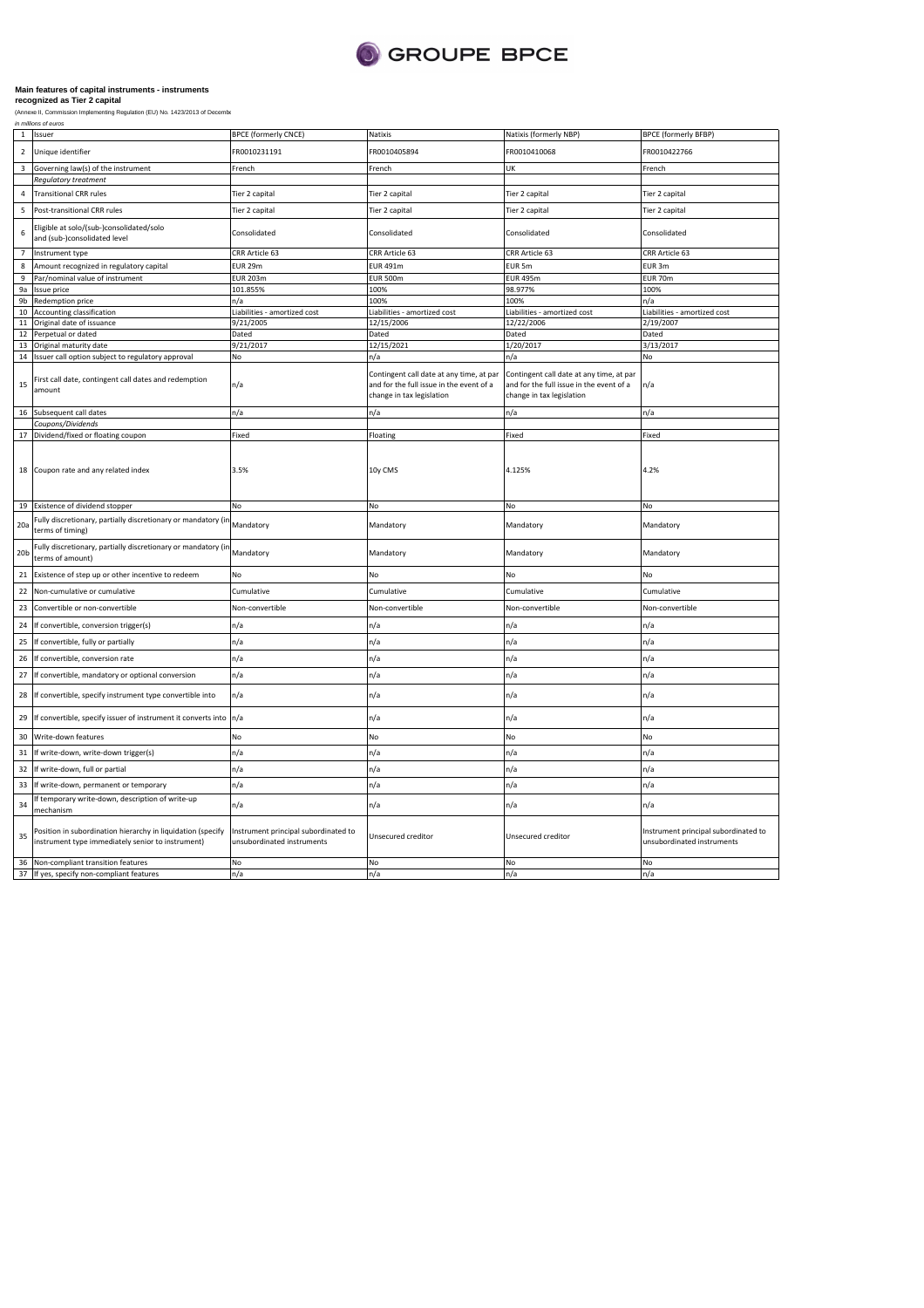GROUPE BPCE

**Main features of capital instruments - instruments recognized as Tier 2 capital**

(Annexe II, Commission Implementing Regulation (EU) No. 1423/2013 of Decembe

*in millions of euros*

| | | | | | |
|---|---|---|---|---|---|
| 1 | Issuer | BPCE (formerly CNCE) | Natixis | Natixis (formerly NBP) | BPCE (formerly BFBP) |
| 2 | Unique identifier | FR0010231191 | FR0010405894 | FR0010410068 | FR0010422766 |
| 3 | Governing law(s) of the instrument | French | French | UK | French |
| | *Regulatory treatment* | | | | |
| 4 | Transitional CRR rules | Tier 2 capital | Tier 2 capital | Tier 2 capital | Tier 2 capital |
| 5 | Post-transitional CRR rules | Tier 2 capital | Tier 2 capital | Tier 2 capital | Tier 2 capital |
| 6 | Eligible at solo/(sub-)consolidated/solo and (sub-)consolidated level | Consolidated | Consolidated | Consolidated | Consolidated |
| 7 | Instrument type | CRR Article 63 | CRR Article 63 | CRR Article 63 | CRR Article 63 |
| 8 | Amount recognized in regulatory capital | EUR 29m | EUR 491m | EUR 5m | EUR 3m |
| 9 | Par/nominal value of instrument | EUR 203m | EUR 500m | EUR 495m | EUR 70m |
| 9a | Issue price | 101.855% | 100% | 98.977% | 100% |
| 9b | Redemption price | n/a | 100% | 100% | n/a |
| 10 | Accounting classification | Liabilities - amortized cost | Liabilities - amortized cost | Liabilities - amortized cost | Liabilities - amortized cost |
| 11 | Original date of issuance | 9/21/2005 | 12/15/2006 | 12/22/2006 | 2/19/2007 |
| 12 | Perpetual or dated | Dated | Dated | Dated | Dated |
| 13 | Original maturity date | 9/21/2017 | 12/15/2021 | 1/20/2017 | 3/13/2017 |
| 14 | Issuer call option subject to regulatory approval | No | n/a | n/a | No |
| 15 | First call date, contingent call dates and redemption amount | n/a | Contingent call date at any time, at par and for the full issue in the event of a change in tax legislation | Contingent call date at any time, at par and for the full issue in the event of a change in tax legislation | n/a |
| 16 | Subsequent call dates | n/a | n/a | n/a | n/a |
| | *Coupons/Dividends* | | | | |
| 17 | Dividend/fixed or floating coupon | Fixed | Floating | Fixed | Fixed |
| 18 | Coupon rate and any related index | 3.5% | 10y CMS | 4.125% | 4.2% |
| 19 | Existence of dividend stopper | No | No | No | No |
| 20a | Fully discretionary, partially discretionary or mandatory (in terms of timing) | Mandatory | Mandatory | Mandatory | Mandatory |
| 20b | Fully discretionary, partially discretionary or mandatory (in terms of amount) | Mandatory | Mandatory | Mandatory | Mandatory |
| 21 | Existence of step up or other incentive to redeem | No | No | No | No |
| 22 | Non-cumulative or cumulative | Cumulative | Cumulative | Cumulative | Cumulative |
| 23 | Convertible or non-convertible | Non-convertible | Non-convertible | Non-convertible | Non-convertible |
| 24 | If convertible, conversion trigger(s) | n/a | n/a | n/a | n/a |
| 25 | If convertible, fully or partially | n/a | n/a | n/a | n/a |
| 26 | If convertible, conversion rate | n/a | n/a | n/a | n/a |
| 27 | If convertible, mandatory or optional conversion | n/a | n/a | n/a | n/a |
| 28 | If convertible, specify instrument type convertible into | n/a | n/a | n/a | n/a |
| 29 | If convertible, specify issuer of instrument it converts into | n/a | n/a | n/a | n/a |
| 30 | Write-down features | No | No | No | No |
| 31 | If write-down, write-down trigger(s) | n/a | n/a | n/a | n/a |
| 32 | If write-down, full or partial | n/a | n/a | n/a | n/a |
| 33 | If write-down, permanent or temporary | n/a | n/a | n/a | n/a |
| 34 | If temporary write-down, description of write-up mechanism | n/a | n/a | n/a | n/a |
| 35 | Position in subordination hierarchy in liquidation (specify instrument type immediately senior to instrument) | Instrument principal subordinated to unsubordinated instruments | Unsecured creditor | Unsecured creditor | Instrument principal subordinated to unsubordinated instruments |
| 36 | Non-compliant transition features | No | No | No | No |
| 37 | If yes, specify non-compliant features | n/a | n/a | n/a | n/a |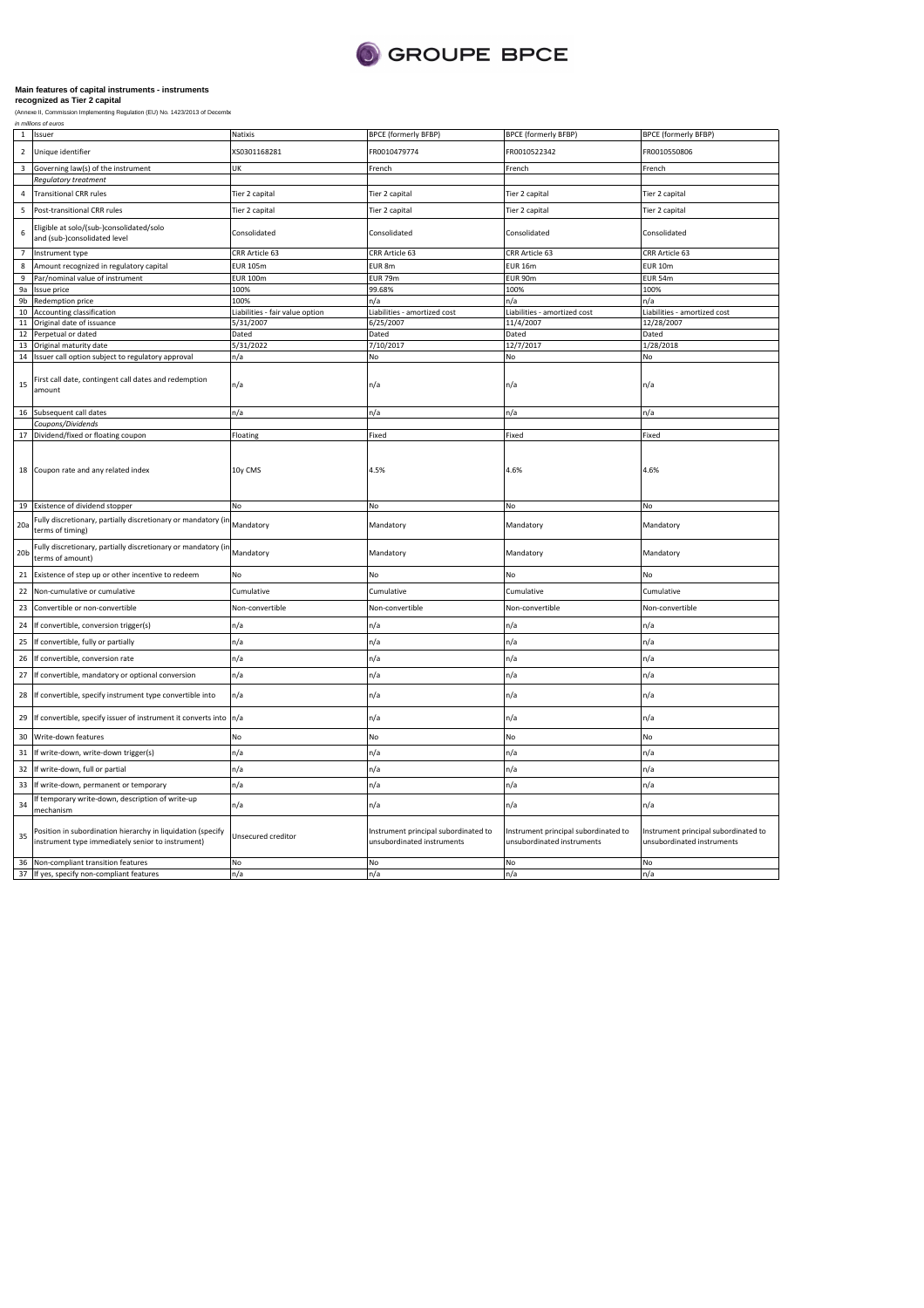**Main features of capital instruments - instruments recognized as Tier 2 capital**

(Annexe II, Commission Implementing Regulation (EU) No. 1423/2013 of Decembe

*in millions of euros*

| | | | | | |
|---|---|---|---|---|---|
| 1 | Issuer | Natixis | BPCE (formerly BFBP) | BPCE (formerly BFBP) | BPCE (formerly BFBP) |
| 2 | Unique identifier | XS0301168281 | FR0010479774 | FR0010522342 | FR0010550806 |
| 3 | Governing law(s) of the instrument | UK | French | French | French |
| | *Regulatory treatment* | | | | |
| 4 | Transitional CRR rules | Tier 2 capital | Tier 2 capital | Tier 2 capital | Tier 2 capital |
| 5 | Post-transitional CRR rules | Tier 2 capital | Tier 2 capital | Tier 2 capital | Tier 2 capital |
| 6 | Eligible at solo/(sub-)consolidated/solo and (sub-)consolidated level | Consolidated | Consolidated | Consolidated | Consolidated |
| 7 | Instrument type | CRR Article 63 | CRR Article 63 | CRR Article 63 | CRR Article 63 |
| 8 | Amount recognized in regulatory capital | EUR 105m | EUR 8m | EUR 16m | EUR 10m |
| 9 | Par/nominal value of instrument | EUR 100m | EUR 79m | EUR 90m | EUR 54m |
| 9a | Issue price | 100% | 99.68% | 100% | 100% |
| 9b | Redemption price | 100% | n/a | n/a | n/a |
| 10 | Accounting classification | Liabilities - fair value option | Liabilities - amortized cost | Liabilities - amortized cost | Liabilities - amortized cost |
| 11 | Original date of issuance | 5/31/2007 | 6/25/2007 | 11/4/2007 | 12/28/2007 |
| 12 | Perpetual or dated | Dated | Dated | Dated | Dated |
| 13 | Original maturity date | 5/31/2022 | 7/10/2017 | 12/7/2017 | 1/28/2018 |
| 14 | Issuer call option subject to regulatory approval | n/a | No | No | No |
| 15 | First call date, contingent call dates and redemption amount | n/a | n/a | n/a | n/a |
| 16 | Subsequent call dates | n/a | n/a | n/a | n/a |
| | *Coupons/Dividends* | | | | |
| 17 | Dividend/fixed or floating coupon | Floating | Fixed | Fixed | Fixed |
| 18 | Coupon rate and any related index | 10y CMS | 4.5% | 4.6% | 4.6% |
| 19 | Existence of dividend stopper | No | No | No | No |
| 20a | Fully discretionary, partially discretionary or mandatory (in terms of timing) | Mandatory | Mandatory | Mandatory | Mandatory |
| 20b | Fully discretionary, partially discretionary or mandatory (in terms of amount) | Mandatory | Mandatory | Mandatory | Mandatory |
| 21 | Existence of step up or other incentive to redeem | No | No | No | No |
| 22 | Non-cumulative or cumulative | Cumulative | Cumulative | Cumulative | Cumulative |
| 23 | Convertible or non-convertible | Non-convertible | Non-convertible | Non-convertible | Non-convertible |
| 24 | If convertible, conversion trigger(s) | n/a | n/a | n/a | n/a |
| 25 | If convertible, fully or partially | n/a | n/a | n/a | n/a |
| 26 | If convertible, conversion rate | n/a | n/a | n/a | n/a |
| 27 | If convertible, mandatory or optional conversion | n/a | n/a | n/a | n/a |
| 28 | If convertible, specify instrument type convertible into | n/a | n/a | n/a | n/a |
| 29 | If convertible, specify issuer of instrument it converts into | n/a | n/a | n/a | n/a |
| 30 | Write-down features | No | No | No | No |
| 31 | If write-down, write-down trigger(s) | n/a | n/a | n/a | n/a |
| 32 | If write-down, full or partial | n/a | n/a | n/a | n/a |
| 33 | If write-down, permanent or temporary | n/a | n/a | n/a | n/a |
| 34 | If temporary write-down, description of write-up mechanism | n/a | n/a | n/a | n/a |
| 35 | Position in subordination hierarchy in liquidation (specify instrument type immediately senior to instrument) | Unsecured creditor | Instrument principal subordinated to unsubordinated instruments | Instrument principal subordinated to unsubordinated instruments | Instrument principal subordinated to unsubordinated instruments |
| 36 | Non-compliant transition features | No | No | No | No |
| 37 | If yes, specify non-compliant features | n/a | n/a | n/a | n/a |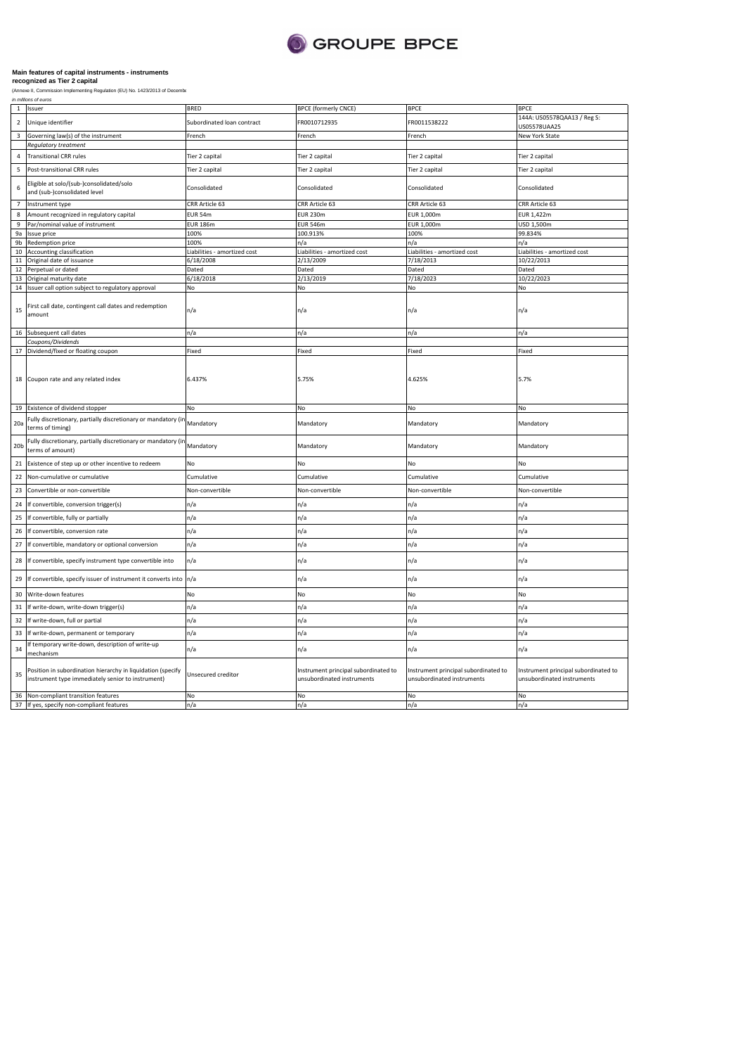GROUPE BPCE

**Main features of capital instruments - instruments recognized as Tier 2 capital**

(Annexe II, Commission Implementing Regulation (EU) No. 1423/2013 of Decembe

*in millions of euros*

| | | | | | |
|---|---|---|---|---|---|
| 1 | Issuer | BRED | BPCE (formerly CNCE) | BPCE | BPCE |
| 2 | Unique identifier | Subordinated loan contract | FR0010712935 | FR0011538222 | 144A: US05578QAA13 / Reg S: US05578UAA25 |
| 3 | Governing law(s) of the instrument | French | French | French | New York State |
| | *Regulatory treatment* | | | | |
| 4 | Transitional CRR rules | Tier 2 capital | Tier 2 capital | Tier 2 capital | Tier 2 capital |
| 5 | Post-transitional CRR rules | Tier 2 capital | Tier 2 capital | Tier 2 capital | Tier 2 capital |
| 6 | Eligible at solo/(sub-)consolidated/solo and (sub-)consolidated level | Consolidated | Consolidated | Consolidated | Consolidated |
| 7 | Instrument type | CRR Article 63 | CRR Article 63 | CRR Article 63 | CRR Article 63 |
| 8 | Amount recognized in regulatory capital | EUR 54m | EUR 230m | EUR 1,000m | EUR 1,422m |
| 9 | Par/nominal value of instrument | EUR 186m | EUR 546m | EUR 1,000m | USD 1,500m |
| 9a | Issue price | 100% | 100.913% | 100% | 99.834% |
| 9b | Redemption price | 100% | n/a | n/a | n/a |
| 10 | Accounting classification | Liabilities - amortized cost | Liabilities - amortized cost | Liabilities - amortized cost | Liabilities - amortized cost |
| 11 | Original date of issuance | 6/18/2008 | 2/13/2009 | 7/18/2013 | 10/22/2013 |
| 12 | Perpetual or dated | Dated | Dated | Dated | Dated |
| 13 | Original maturity date | 6/18/2018 | 2/13/2019 | 7/18/2023 | 10/22/2023 |
| 14 | Issuer call option subject to regulatory approval | No | No | No | No |
| 15 | First call date, contingent call dates and redemption amount | n/a | n/a | n/a | n/a |
| 16 | Subsequent call dates | n/a | n/a | n/a | n/a |
| | *Coupons/Dividends* | | | | |
| 17 | Dividend/fixed or floating coupon | Fixed | Fixed | Fixed | Fixed |
| 18 | Coupon rate and any related index | 6.437% | 5.75% | 4.625% | 5.7% |
| 19 | Existence of dividend stopper | No | No | No | No |
| 20a | Fully discretionary, partially discretionary or mandatory (in terms of timing) | Mandatory | Mandatory | Mandatory | Mandatory |
| 20b | Fully discretionary, partially discretionary or mandatory (in terms of amount) | Mandatory | Mandatory | Mandatory | Mandatory |
| 21 | Existence of step up or other incentive to redeem | No | No | No | No |
| 22 | Non-cumulative or cumulative | Cumulative | Cumulative | Cumulative | Cumulative |
| 23 | Convertible or non-convertible | Non-convertible | Non-convertible | Non-convertible | Non-convertible |
| 24 | If convertible, conversion trigger(s) | n/a | n/a | n/a | n/a |
| 25 | If convertible, fully or partially | n/a | n/a | n/a | n/a |
| 26 | If convertible, conversion rate | n/a | n/a | n/a | n/a |
| 27 | If convertible, mandatory or optional conversion | n/a | n/a | n/a | n/a |
| 28 | If convertible, specify instrument type convertible into | n/a | n/a | n/a | n/a |
| 29 | If convertible, specify issuer of instrument it converts into | n/a | n/a | n/a | n/a |
| 30 | Write-down features | No | No | No | No |
| 31 | If write-down, write-down trigger(s) | n/a | n/a | n/a | n/a |
| 32 | If write-down, full or partial | n/a | n/a | n/a | n/a |
| 33 | If write-down, permanent or temporary | n/a | n/a | n/a | n/a |
| 34 | If temporary write-down, description of write-up mechanism | n/a | n/a | n/a | n/a |
| 35 | Position in subordination hierarchy in liquidation (specify instrument type immediately senior to instrument) | Unsecured creditor | Instrument principal subordinated to unsubordinated instruments | Instrument principal subordinated to unsubordinated instruments | Instrument principal subordinated to unsubordinated instruments |
| 36 | Non-compliant transition features | No | No | No | No |
| 37 | If yes, specify non-compliant features | n/a | n/a | n/a | n/a |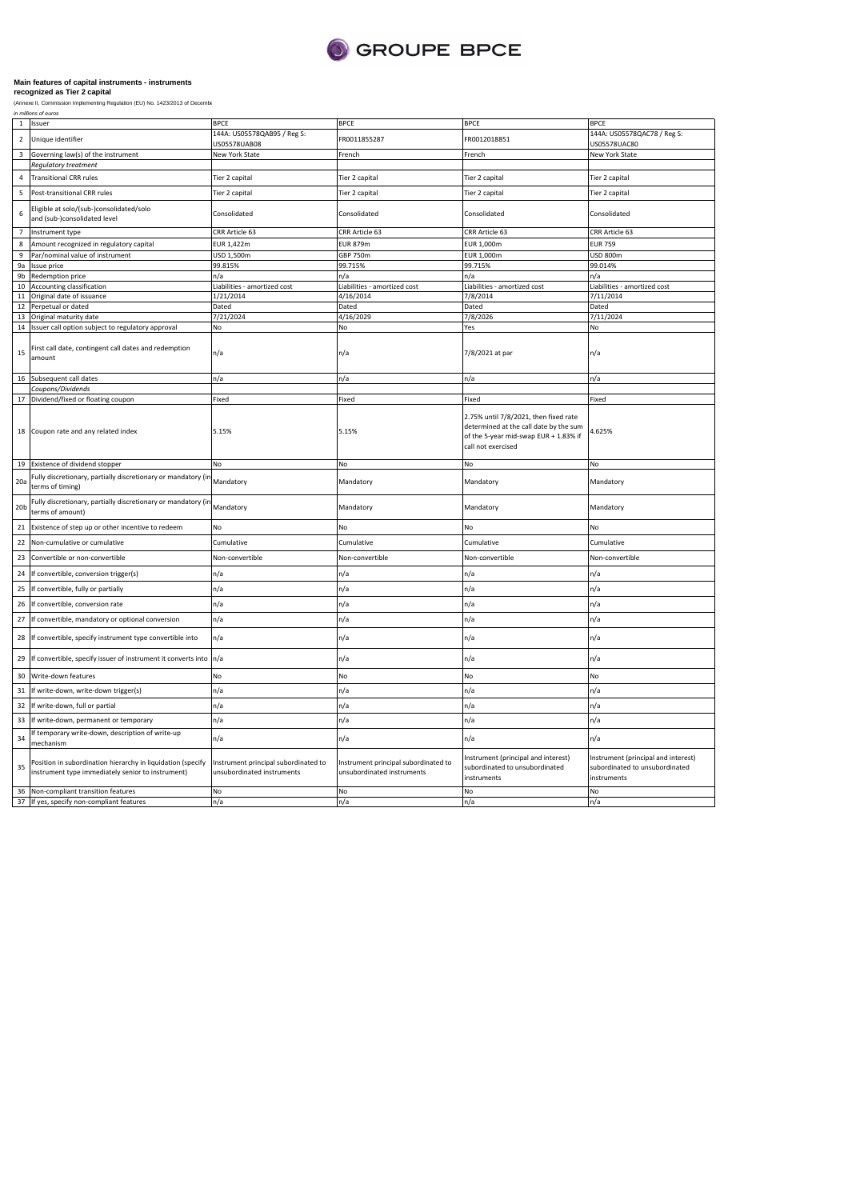**Main features of capital instruments - instruments recognized as Tier 2 capital**

(Annexe II, Commission Implementing Regulation (EU) No. 1423/2013 of Decembe

*in millions of euros*

| | | | | | |
|---|---|---|---|---|---|
| 1 | Issuer | BPCE | BPCE | BPCE | BPCE |
| 2 | Unique identifier | 144A: US05578QAB95 / Reg S: US05578UAB08 | FR0011855287 | FR0012018851 | 144A: US05578QAC78 / Reg S: US05578UAC80 |
| 3 | Governing law(s) of the instrument | New York State | French | French | New York State |
| | *Regulatory treatment* | | | | |
| 4 | Transitional CRR rules | Tier 2 capital | Tier 2 capital | Tier 2 capital | Tier 2 capital |
| 5 | Post-transitional CRR rules | Tier 2 capital | Tier 2 capital | Tier 2 capital | Tier 2 capital |
| 6 | Eligible at solo/(sub-)consolidated/solo and (sub-)consolidated level | Consolidated | Consolidated | Consolidated | Consolidated |
| 7 | Instrument type | CRR Article 63 | CRR Article 63 | CRR Article 63 | CRR Article 63 |
| 8 | Amount recognized in regulatory capital | EUR 1,422m | EUR 879m | EUR 1,000m | EUR 759 |
| 9 | Par/nominal value of instrument | USD 1,500m | GBP 750m | EUR 1,000m | USD 800m |
| 9a | Issue price | 99.815% | 99.715% | 99.715% | 99.014% |
| 9b | Redemption price | n/a | n/a | n/a | n/a |
| 10 | Accounting classification | Liabilities - amortized cost | Liabilities - amortized cost | Liabilities - amortized cost | Liabilities - amortized cost |
| 11 | Original date of issuance | 1/21/2014 | 4/16/2014 | 7/8/2014 | 7/11/2014 |
| 12 | Perpetual or dated | Dated | Dated | Dated | Dated |
| 13 | Original maturity date | 7/21/2024 | 4/16/2029 | 7/8/2026 | 7/11/2024 |
| 14 | Issuer call option subject to regulatory approval | No | No | Yes | No |
| 15 | First call date, contingent call dates and redemption amount | n/a | n/a | 7/8/2021 at par | n/a |
| 16 | Subsequent call dates | n/a | n/a | n/a | n/a |
| | *Coupons/Dividends* | | | | |
| 17 | Dividend/fixed or floating coupon | Fixed | Fixed | Fixed | Fixed |
| 18 | Coupon rate and any related index | 5.15% | 5.15% | 2.75% until 7/8/2021, then fixed rate determined at the call date by the sum of the 5-year mid-swap EUR + 1.83% if call not exercised | 4.625% |
| 19 | Existence of dividend stopper | No | No | No | No |
| 20a | Fully discretionary, partially discretionary or mandatory (in terms of timing) | Mandatory | Mandatory | Mandatory | Mandatory |
| 20b | Fully discretionary, partially discretionary or mandatory (in terms of amount) | Mandatory | Mandatory | Mandatory | Mandatory |
| 21 | Existence of step up or other incentive to redeem | No | No | No | No |
| 22 | Non-cumulative or cumulative | Cumulative | Cumulative | Cumulative | Cumulative |
| 23 | Convertible or non-convertible | Non-convertible | Non-convertible | Non-convertible | Non-convertible |
| 24 | If convertible, conversion trigger(s) | n/a | n/a | n/a | n/a |
| 25 | If convertible, fully or partially | n/a | n/a | n/a | n/a |
| 26 | If convertible, conversion rate | n/a | n/a | n/a | n/a |
| 27 | If convertible, mandatory or optional conversion | n/a | n/a | n/a | n/a |
| 28 | If convertible, specify instrument type convertible into | n/a | n/a | n/a | n/a |
| 29 | If convertible, specify issuer of instrument it converts into | n/a | n/a | n/a | n/a |
| 30 | Write-down features | No | No | No | No |
| 31 | If write-down, write-down trigger(s) | n/a | n/a | n/a | n/a |
| 32 | If write-down, full or partial | n/a | n/a | n/a | n/a |
| 33 | If write-down, permanent or temporary | n/a | n/a | n/a | n/a |
| 34 | If temporary write-down, description of write-up mechanism | n/a | n/a | n/a | n/a |
| 35 | Position in subordination hierarchy in liquidation (specify instrument type immediately senior to instrument) | Instrument principal subordinated to unsubordinated instruments | Instrument principal subordinated to unsubordinated instruments | Instrument (principal and interest) subordinated to unsubordinated instruments | Instrument (principal and interest) subordinated to unsubordinated instruments |
| 36 | Non-compliant transition features | No | No | No | No |
| 37 | If yes, specify non-compliant features | n/a | n/a | n/a | n/a |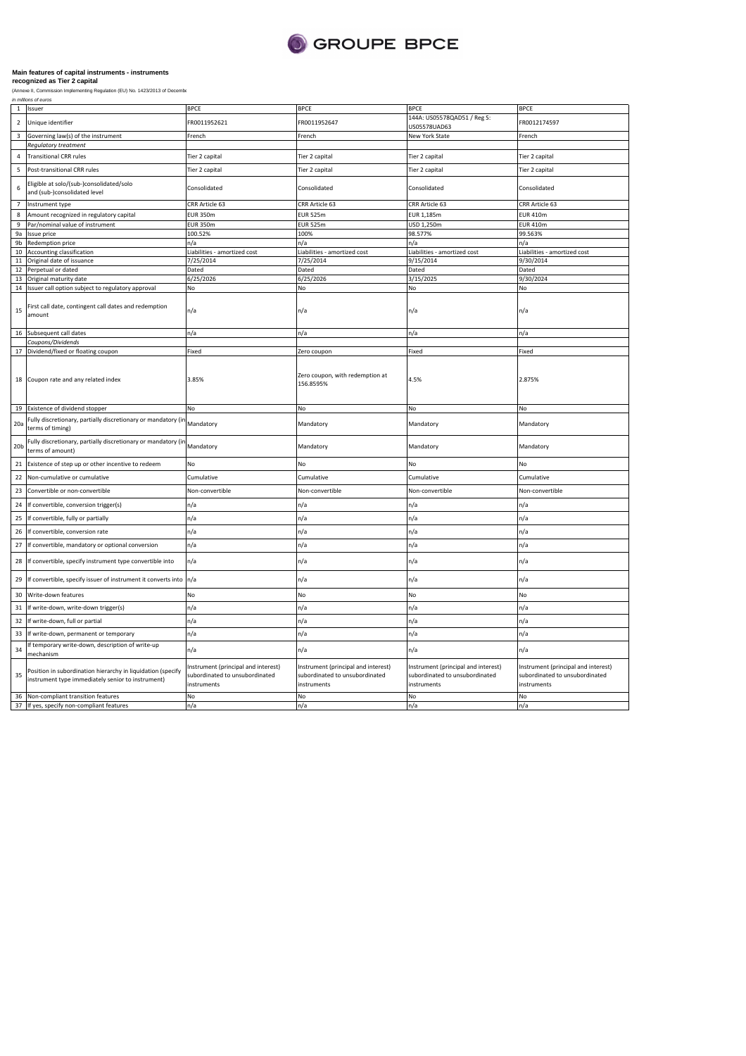GROUPE BPCE

**Main features of capital instruments - instruments recognized as Tier 2 capital**

(Annexe II, Commission Implementing Regulation (EU) No. 1423/2013 of Decembe

*in millions of euros*

| | | | | | |
|---|---|---|---|---|---|
| 1 | Issuer | BPCE | BPCE | BPCE | BPCE |
| 2 | Unique identifier | FR0011952621 | FR0011952647 | 144A: US05578QAD51 / Reg S: US05578UAD63 | FR0012174597 |
| 3 | Governing law(s) of the instrument | French | French | New York State | French |
| | *Regulatory treatment* | | | | |
| 4 | Transitional CRR rules | Tier 2 capital | Tier 2 capital | Tier 2 capital | Tier 2 capital |
| 5 | Post-transitional CRR rules | Tier 2 capital | Tier 2 capital | Tier 2 capital | Tier 2 capital |
| 6 | Eligible at solo/(sub-)consolidated/solo and (sub-)consolidated level | Consolidated | Consolidated | Consolidated | Consolidated |
| 7 | Instrument type | CRR Article 63 | CRR Article 63 | CRR Article 63 | CRR Article 63 |
| 8 | Amount recognized in regulatory capital | EUR 350m | EUR 525m | EUR 1,185m | EUR 410m |
| 9 | Par/nominal value of instrument | EUR 350m | EUR 525m | USD 1,250m | EUR 410m |
| 9a | Issue price | 100.52% | 100% | 98.577% | 99.563% |
| 9b | Redemption price | n/a | n/a | n/a | n/a |
| 10 | Accounting classification | Liabilities - amortized cost | Liabilities - amortized cost | Liabilities - amortized cost | Liabilities - amortized cost |
| 11 | Original date of issuance | 7/25/2014 | 7/25/2014 | 9/15/2014 | 9/30/2014 |
| 12 | Perpetual or dated | Dated | Dated | Dated | Dated |
| 13 | Original maturity date | 6/25/2026 | 6/25/2026 | 3/15/2025 | 9/30/2024 |
| 14 | Issuer call option subject to regulatory approval | No | No | No | No |
| 15 | First call date, contingent call dates and redemption amount | n/a | n/a | n/a | n/a |
| 16 | Subsequent call dates | n/a | n/a | n/a | n/a |
| | *Coupons/Dividends* | | | | |
| 17 | Dividend/fixed or floating coupon | Fixed | Zero coupon | Fixed | Fixed |
| 18 | Coupon rate and any related index | 3.85% | Zero coupon, with redemption at 156.8595% | 4.5% | 2.875% |
| 19 | Existence of dividend stopper | No | No | No | No |
| 20a | Fully discretionary, partially discretionary or mandatory (in terms of timing) | Mandatory | Mandatory | Mandatory | Mandatory |
| 20b | Fully discretionary, partially discretionary or mandatory (in terms of amount) | Mandatory | Mandatory | Mandatory | Mandatory |
| 21 | Existence of step up or other incentive to redeem | No | No | No | No |
| 22 | Non-cumulative or cumulative | Cumulative | Cumulative | Cumulative | Cumulative |
| 23 | Convertible or non-convertible | Non-convertible | Non-convertible | Non-convertible | Non-convertible |
| 24 | If convertible, conversion trigger(s) | n/a | n/a | n/a | n/a |
| 25 | If convertible, fully or partially | n/a | n/a | n/a | n/a |
| 26 | If convertible, conversion rate | n/a | n/a | n/a | n/a |
| 27 | If convertible, mandatory or optional conversion | n/a | n/a | n/a | n/a |
| 28 | If convertible, specify instrument type convertible into | n/a | n/a | n/a | n/a |
| 29 | If convertible, specify issuer of instrument it converts into | n/a | n/a | n/a | n/a |
| 30 | Write-down features | No | No | No | No |
| 31 | If write-down, write-down trigger(s) | n/a | n/a | n/a | n/a |
| 32 | If write-down, full or partial | n/a | n/a | n/a | n/a |
| 33 | If write-down, permanent or temporary | n/a | n/a | n/a | n/a |
| 34 | If temporary write-down, description of write-up mechanism | n/a | n/a | n/a | n/a |
| 35 | Position in subordination hierarchy in liquidation (specify instrument type immediately senior to instrument) | Instrument (principal and interest) subordinated to unsubordinated instruments | Instrument (principal and interest) subordinated to unsubordinated instruments | Instrument (principal and interest) subordinated to unsubordinated instruments | Instrument (principal and interest) subordinated to unsubordinated instruments |
| 36 | Non-compliant transition features | No | No | No | No |
| 37 | If yes, specify non-compliant features | n/a | n/a | n/a | n/a |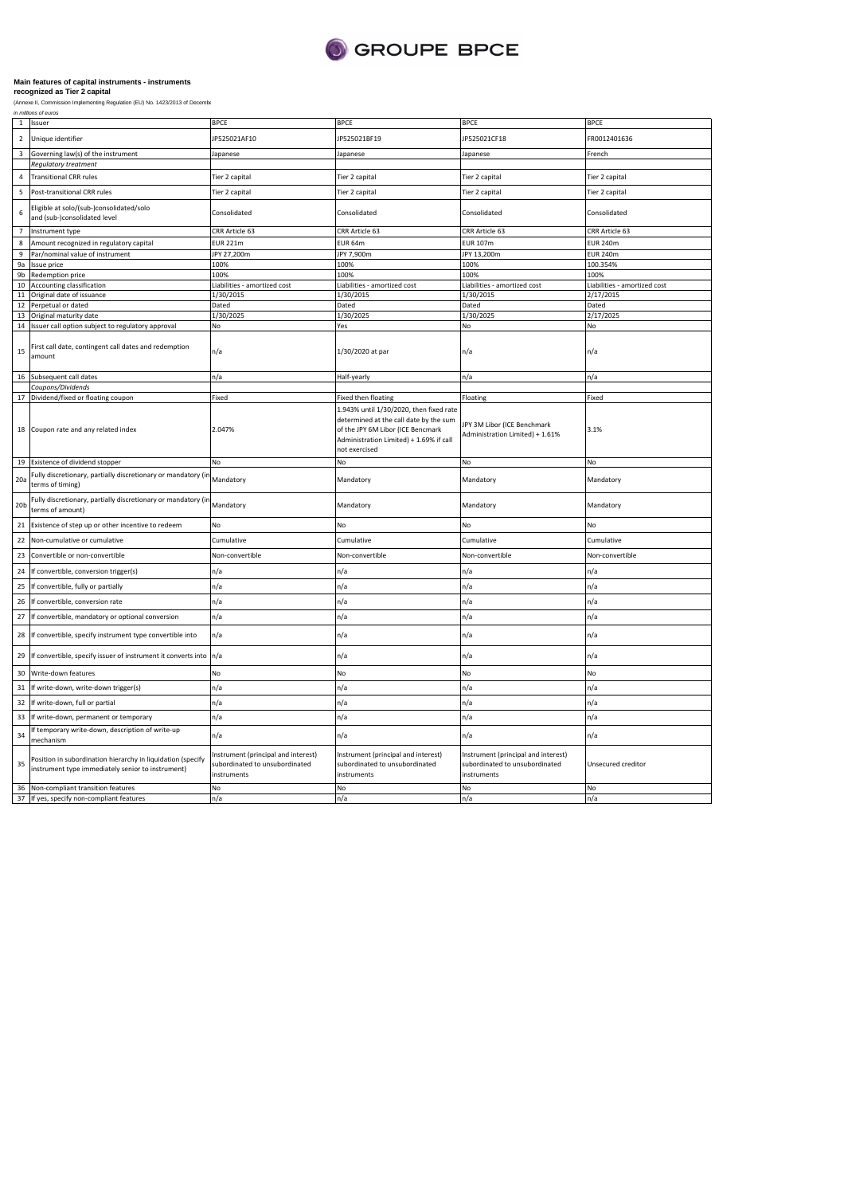**Main features of capital instruments - instruments recognized as Tier 2 capital**

(Annexe II, Commission Implementing Regulation (EU) No. 1423/2013 of Decembe

*in millions of euros*

| | | | | | |
|---|---|---|---|---|---|
| 1 | Issuer | BPCE | BPCE | BPCE | BPCE |
| 2 | Unique identifier | JP525021AF10 | JP525021BF19 | JP525021CF18 | FR0012401636 |
| 3 | Governing law(s) of the instrument | Japanese | Japanese | Japanese | French |
| | *Regulatory treatment* | | | | |
| 4 | Transitional CRR rules | Tier 2 capital | Tier 2 capital | Tier 2 capital | Tier 2 capital |
| 5 | Post-transitional CRR rules | Tier 2 capital | Tier 2 capital | Tier 2 capital | Tier 2 capital |
| 6 | Eligible at solo/(sub-)consolidated/solo and (sub-)consolidated level | Consolidated | Consolidated | Consolidated | Consolidated |
| 7 | Instrument type | CRR Article 63 | CRR Article 63 | CRR Article 63 | CRR Article 63 |
| 8 | Amount recognized in regulatory capital | EUR 221m | EUR 64m | EUR 107m | EUR 240m |
| 9 | Par/nominal value of instrument | JPY 27,200m | JPY 7,900m | JPY 13,200m | EUR 240m |
| 9a | Issue price | 100% | 100% | 100% | 100.354% |
| 9b | Redemption price | 100% | 100% | 100% | 100% |
| 10 | Accounting classification | Liabilities - amortized cost | Liabilities - amortized cost | Liabilities - amortized cost | Liabilities - amortized cost |
| 11 | Original date of issuance | 1/30/2015 | 1/30/2015 | 1/30/2015 | 2/17/2015 |
| 12 | Perpetual or dated | Dated | Dated | Dated | Dated |
| 13 | Original maturity date | 1/30/2025 | 1/30/2025 | 1/30/2025 | 2/17/2025 |
| 14 | Issuer call option subject to regulatory approval | No | Yes | No | No |
| 15 | First call date, contingent call dates and redemption amount | n/a | 1/30/2020 at par | n/a | n/a |
| 16 | Subsequent call dates | n/a | Half-yearly | n/a | n/a |
| | *Coupons/Dividends* | | | | |
| 17 | Dividend/fixed or floating coupon | Fixed | Fixed then floating | Floating | Fixed |
| 18 | Coupon rate and any related index | 2.047% | 1.943% until 1/30/2020, then fixed rate determined at the call date by the sum of the JPY 6M Libor (ICE Bencmark Administration Limited) + 1.69% if call not exercised | JPY 3M Libor (ICE Benchmark Administration Limited) + 1.61% | 3.1% |
| 19 | Existence of dividend stopper | No | No | No | No |
| 20a | Fully discretionary, partially discretionary or mandatory (in terms of timing) | Mandatory | Mandatory | Mandatory | Mandatory |
| 20b | Fully discretionary, partially discretionary or mandatory (in terms of amount) | Mandatory | Mandatory | Mandatory | Mandatory |
| 21 | Existence of step up or other incentive to redeem | No | No | No | No |
| 22 | Non-cumulative or cumulative | Cumulative | Cumulative | Cumulative | Cumulative |
| 23 | Convertible or non-convertible | Non-convertible | Non-convertible | Non-convertible | Non-convertible |
| 24 | If convertible, conversion trigger(s) | n/a | n/a | n/a | n/a |
| 25 | If convertible, fully or partially | n/a | n/a | n/a | n/a |
| 26 | If convertible, conversion rate | n/a | n/a | n/a | n/a |
| 27 | If convertible, mandatory or optional conversion | n/a | n/a | n/a | n/a |
| 28 | If convertible, specify instrument type convertible into | n/a | n/a | n/a | n/a |
| 29 | If convertible, specify issuer of instrument it converts into | n/a | n/a | n/a | n/a |
| 30 | Write-down features | No | No | No | No |
| 31 | If write-down, write-down trigger(s) | n/a | n/a | n/a | n/a |
| 32 | If write-down, full or partial | n/a | n/a | n/a | n/a |
| 33 | If write-down, permanent or temporary | n/a | n/a | n/a | n/a |
| 34 | If temporary write-down, description of write-up mechanism | n/a | n/a | n/a | n/a |
| 35 | Position in subordination hierarchy in liquidation (specify instrument type immediately senior to instrument) | Instrument (principal and interest) subordinated to unsubordinated instruments | Instrument (principal and interest) subordinated to unsubordinated instruments | Instrument (principal and interest) subordinated to unsubordinated instruments | Unsecured creditor |
| 36 | Non-compliant transition features | No | No | No | No |
| 37 | If yes, specify non-compliant features | n/a | n/a | n/a | n/a |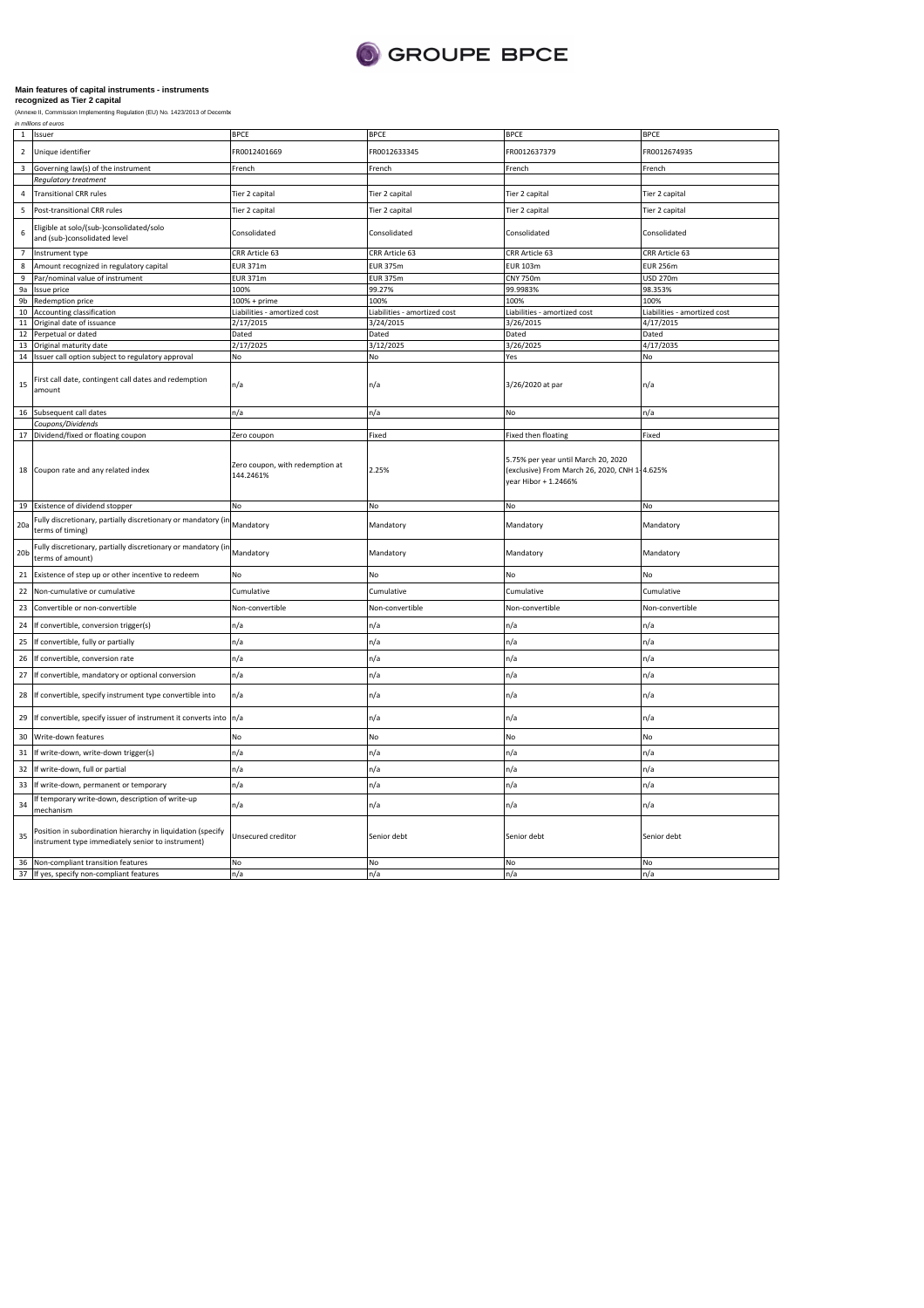GROUPE BPCE

**Main features of capital instruments - instruments recognized as Tier 2 capital**

(Annexe II, Commission Implementing Regulation (EU) No. 1423/2013 of Decembe

*in millions of euros*

| | | | | | |
|---|---|---|---|---|---|
| 1 | Issuer | BPCE | BPCE | BPCE | BPCE |
| 2 | Unique identifier | FR0012401669 | FR0012633345 | FR0012637379 | FR0012674935 |
| 3 | Governing law(s) of the instrument | French | French | French | French |
| | *Regulatory treatment* | | | | |
| 4 | Transitional CRR rules | Tier 2 capital | Tier 2 capital | Tier 2 capital | Tier 2 capital |
| 5 | Post-transitional CRR rules | Tier 2 capital | Tier 2 capital | Tier 2 capital | Tier 2 capital |
| 6 | Eligible at solo/(sub-)consolidated/solo and (sub-)consolidated level | Consolidated | Consolidated | Consolidated | Consolidated |
| 7 | Instrument type | CRR Article 63 | CRR Article 63 | CRR Article 63 | CRR Article 63 |
| 8 | Amount recognized in regulatory capital | EUR 371m | EUR 375m | EUR 103m | EUR 256m |
| 9 | Par/nominal value of instrument | EUR 371m | EUR 375m | CNY 750m | USD 270m |
| 9a | Issue price | 100% | 99.27% | 99.9983% | 98.353% |
| 9b | Redemption price | 100% + prime | 100% | 100% | 100% |
| 10 | Accounting classification | Liabilities - amortized cost | Liabilities - amortized cost | Liabilities - amortized cost | Liabilities - amortized cost |
| 11 | Original date of issuance | 2/17/2015 | 3/24/2015 | 3/26/2015 | 4/17/2015 |
| 12 | Perpetual or dated | Dated | Dated | Dated | Dated |
| 13 | Original maturity date | 2/17/2025 | 3/12/2025 | 3/26/2025 | 4/17/2035 |
| 14 | Issuer call option subject to regulatory approval | No | No | Yes | No |
| 15 | First call date, contingent call dates and redemption amount | n/a | n/a | 3/26/2020 at par | n/a |
| 16 | Subsequent call dates | n/a | n/a | No | n/a |
| | *Coupons/Dividends* | | | | |
| 17 | Dividend/fixed or floating coupon | Zero coupon | Fixed | Fixed then floating | Fixed |
| 18 | Coupon rate and any related index | Zero coupon, with redemption at 144.2461% | 2.25% | 5.75% per year until March 20, 2020 (exclusive) From March 26, 2020, CNH 1-year Hibor + 1.2466% | 4.625% |
| 19 | Existence of dividend stopper | No | No | No | No |
| 20a | Fully discretionary, partially discretionary or mandatory (in terms of timing) | Mandatory | Mandatory | Mandatory | Mandatory |
| 20b | Fully discretionary, partially discretionary or mandatory (in terms of amount) | Mandatory | Mandatory | Mandatory | Mandatory |
| 21 | Existence of step up or other incentive to redeem | No | No | No | No |
| 22 | Non-cumulative or cumulative | Cumulative | Cumulative | Cumulative | Cumulative |
| 23 | Convertible or non-convertible | Non-convertible | Non-convertible | Non-convertible | Non-convertible |
| 24 | If convertible, conversion trigger(s) | n/a | n/a | n/a | n/a |
| 25 | If convertible, fully or partially | n/a | n/a | n/a | n/a |
| 26 | If convertible, conversion rate | n/a | n/a | n/a | n/a |
| 27 | If convertible, mandatory or optional conversion | n/a | n/a | n/a | n/a |
| 28 | If convertible, specify instrument type convertible into | n/a | n/a | n/a | n/a |
| 29 | If convertible, specify issuer of instrument it converts into | n/a | n/a | n/a | n/a |
| 30 | Write-down features | No | No | No | No |
| 31 | If write-down, write-down trigger(s) | n/a | n/a | n/a | n/a |
| 32 | If write-down, full or partial | n/a | n/a | n/a | n/a |
| 33 | If write-down, permanent or temporary | n/a | n/a | n/a | n/a |
| 34 | If temporary write-down, description of write-up mechanism | n/a | n/a | n/a | n/a |
| 35 | Position in subordination hierarchy in liquidation (specify instrument type immediately senior to instrument) | Unsecured creditor | Senior debt | Senior debt | Senior debt |
| 36 | Non-compliant transition features | No | No | No | No |
| 37 | If yes, specify non-compliant features | n/a | n/a | n/a | n/a |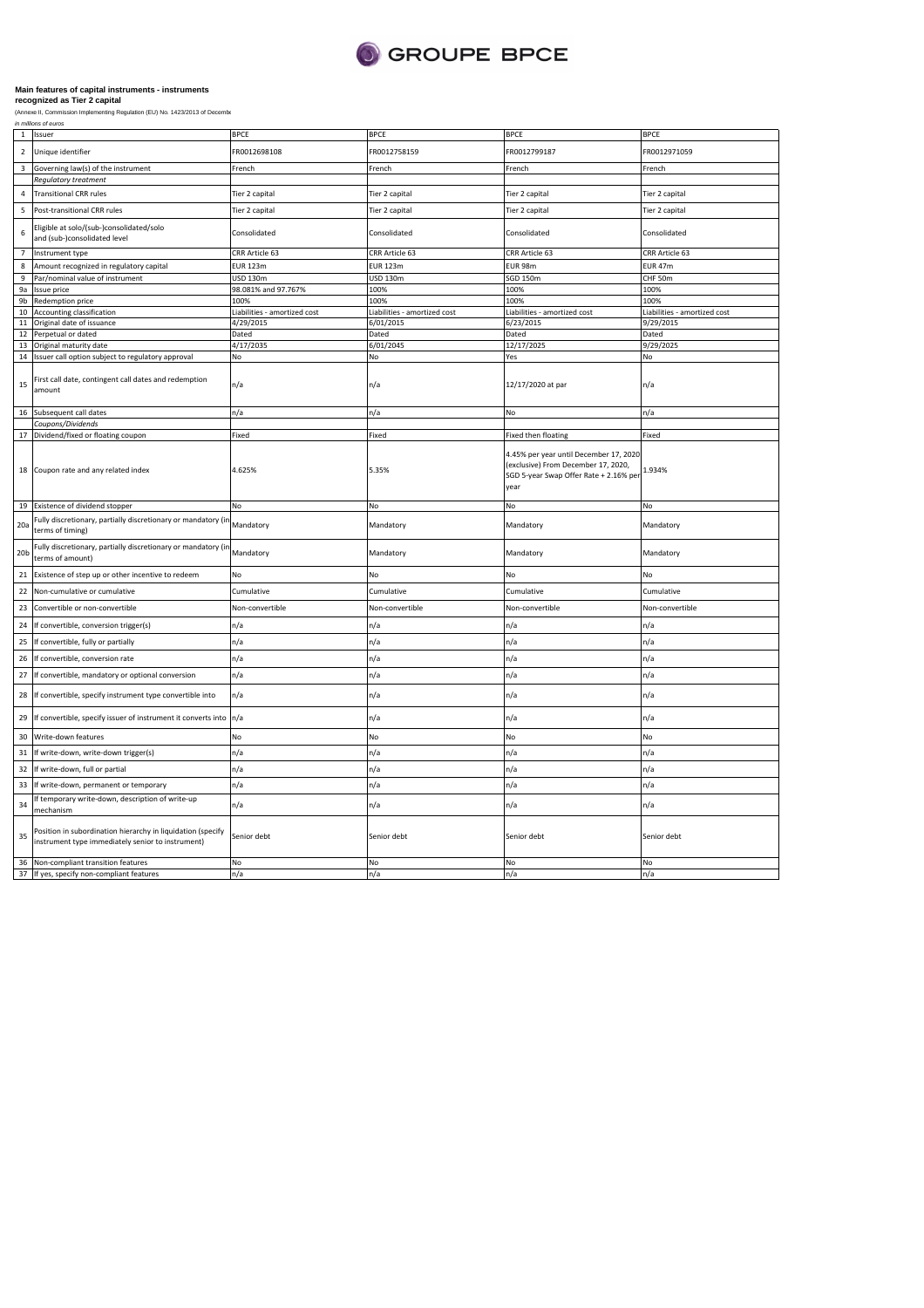**Main features of capital instruments - instruments recognized as Tier 2 capital**

(Annexe II, Commission Implementing Regulation (EU) No. 1423/2013 of Decembe

*in millions of euros*

| | | | | | |
|---|---|---|---|---|---|
| 1 | Issuer | BPCE | BPCE | BPCE | BPCE |
| 2 | Unique identifier | FR0012698108 | FR0012758159 | FR0012799187 | FR0012971059 |
| 3 | Governing law(s) of the instrument | French | French | French | French |
| | *Regulatory treatment* | | | | |
| 4 | Transitional CRR rules | Tier 2 capital | Tier 2 capital | Tier 2 capital | Tier 2 capital |
| 5 | Post-transitional CRR rules | Tier 2 capital | Tier 2 capital | Tier 2 capital | Tier 2 capital |
| 6 | Eligible at solo/(sub-)consolidated/solo and (sub-)consolidated level | Consolidated | Consolidated | Consolidated | Consolidated |
| 7 | Instrument type | CRR Article 63 | CRR Article 63 | CRR Article 63 | CRR Article 63 |
| 8 | Amount recognized in regulatory capital | EUR 123m | EUR 123m | EUR 98m | EUR 47m |
| 9 | Par/nominal value of instrument | USD 130m | USD 130m | SGD 150m | CHF 50m |
| 9a | Issue price | 98.081% and 97.767% | 100% | 100% | 100% |
| 9b | Redemption price | 100% | 100% | 100% | 100% |
| 10 | Accounting classification | Liabilities - amortized cost | Liabilities - amortized cost | Liabilities - amortized cost | Liabilities - amortized cost |
| 11 | Original date of issuance | 4/29/2015 | 6/01/2015 | 6/23/2015 | 9/29/2015 |
| 12 | Perpetual or dated | Dated | Dated | Dated | Dated |
| 13 | Original maturity date | 4/17/2035 | 6/01/2045 | 12/17/2025 | 9/29/2025 |
| 14 | Issuer call option subject to regulatory approval | No | No | Yes | No |
| 15 | First call date, contingent call dates and redemption amount | n/a | n/a | 12/17/2020 at par | n/a |
| 16 | Subsequent call dates | n/a | n/a | No | n/a |
| | *Coupons/Dividends* | | | | |
| 17 | Dividend/fixed or floating coupon | Fixed | Fixed | Fixed then floating | Fixed |
| 18 | Coupon rate and any related index | 4.625% | 5.35% | 4.45% per year until December 17, 2020 (exclusive) From December 17, 2020, SGD 5-year Swap Offer Rate + 2.16% per year | 1.934% |
| 19 | Existence of dividend stopper | No | No | No | No |
| 20a | Fully discretionary, partially discretionary or mandatory (in terms of timing) | Mandatory | Mandatory | Mandatory | Mandatory |
| 20b | Fully discretionary, partially discretionary or mandatory (in terms of amount) | Mandatory | Mandatory | Mandatory | Mandatory |
| 21 | Existence of step up or other incentive to redeem | No | No | No | No |
| 22 | Non-cumulative or cumulative | Cumulative | Cumulative | Cumulative | Cumulative |
| 23 | Convertible or non-convertible | Non-convertible | Non-convertible | Non-convertible | Non-convertible |
| 24 | If convertible, conversion trigger(s) | n/a | n/a | n/a | n/a |
| 25 | If convertible, fully or partially | n/a | n/a | n/a | n/a |
| 26 | If convertible, conversion rate | n/a | n/a | n/a | n/a |
| 27 | If convertible, mandatory or optional conversion | n/a | n/a | n/a | n/a |
| 28 | If convertible, specify instrument type convertible into | n/a | n/a | n/a | n/a |
| 29 | If convertible, specify issuer of instrument it converts into | n/a | n/a | n/a | n/a |
| 30 | Write-down features | No | No | No | No |
| 31 | If write-down, write-down trigger(s) | n/a | n/a | n/a | n/a |
| 32 | If write-down, full or partial | n/a | n/a | n/a | n/a |
| 33 | If write-down, permanent or temporary | n/a | n/a | n/a | n/a |
| 34 | If temporary write-down, description of write-up mechanism | n/a | n/a | n/a | n/a |
| 35 | Position in subordination hierarchy in liquidation (specify instrument type immediately senior to instrument) | Senior debt | Senior debt | Senior debt | Senior debt |
| 36 | Non-compliant transition features | No | No | No | No |
| 37 | If yes, specify non-compliant features | n/a | n/a | n/a | n/a |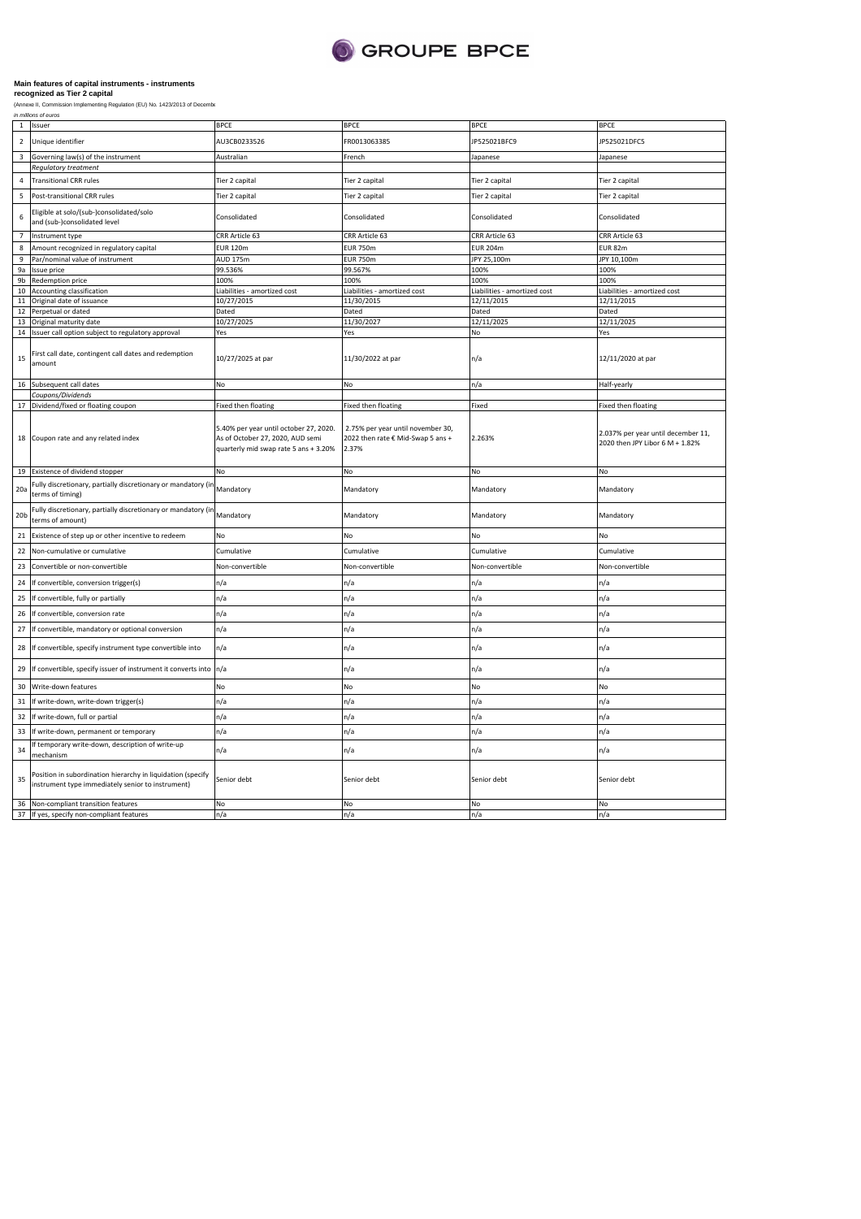**Main features of capital instruments - instruments recognized as Tier 2 capital**

(Annexe II, Commission Implementing Regulation (EU) No. 1423/2013 of Decembe

*in millions of euros*

| | | | | | |
|---|---|---|---|---|---|
| 1 | Issuer | BPCE | BPCE | BPCE | BPCE |
| 2 | Unique identifier | AU3CB0233526 | FR0013063385 | JP525021BFC9 | JP525021DFC5 |
| 3 | Governing law(s) of the instrument | Australian | French | Japanese | Japanese |
| | *Regulatory treatment* | | | | |
| 4 | Transitional CRR rules | Tier 2 capital | Tier 2 capital | Tier 2 capital | Tier 2 capital |
| 5 | Post-transitional CRR rules | Tier 2 capital | Tier 2 capital | Tier 2 capital | Tier 2 capital |
| 6 | Eligible at solo/(sub-)consolidated/solo and (sub-)consolidated level | Consolidated | Consolidated | Consolidated | Consolidated |
| 7 | Instrument type | CRR Article 63 | CRR Article 63 | CRR Article 63 | CRR Article 63 |
| 8 | Amount recognized in regulatory capital | EUR 120m | EUR 750m | EUR 204m | EUR 82m |
| 9 | Par/nominal value of instrument | AUD 175m | EUR 750m | JPY 25,100m | JPY 10,100m |
| 9a | Issue price | 99.536% | 99.567% | 100% | 100% |
| 9b | Redemption price | 100% | 100% | 100% | 100% |
| 10 | Accounting classification | Liabilities - amortized cost | Liabilities - amortized cost | Liabilities - amortized cost | Liabilities - amortized cost |
| 11 | Original date of issuance | 10/27/2015 | 11/30/2015 | 12/11/2015 | 12/11/2015 |
| 12 | Perpetual or dated | Dated | Dated | Dated | Dated |
| 13 | Original maturity date | 10/27/2025 | 11/30/2027 | 12/11/2025 | 12/11/2025 |
| 14 | Issuer call option subject to regulatory approval | Yes | Yes | No | Yes |
| 15 | First call date, contingent call dates and redemption amount | 10/27/2025 at par | 11/30/2022 at par | n/a | 12/11/2020 at par |
| 16 | Subsequent call dates | No | No | n/a | Half-yearly |
| | *Coupons/Dividends* | | | | |
| 17 | Dividend/fixed or floating coupon | Fixed then floating | Fixed then floating | Fixed | Fixed then floating |
| 18 | Coupon rate and any related index | 5.40% per year until october 27, 2020. As of October 27, 2020, AUD semi quarterly mid swap rate 5 ans + 3.20% | 2.75% per year until november 30, 2022 then rate € Mid-Swap 5 ans + 2.37% | 2.263% | 2.037% per year until december 11, 2020 then JPY Libor 6 M + 1.82% |
| 19 | Existence of dividend stopper | No | No | No | No |
| 20a | Fully discretionary, partially discretionary or mandatory (in terms of timing) | Mandatory | Mandatory | Mandatory | Mandatory |
| 20b | Fully discretionary, partially discretionary or mandatory (in terms of amount) | Mandatory | Mandatory | Mandatory | Mandatory |
| 21 | Existence of step up or other incentive to redeem | No | No | No | No |
| 22 | Non-cumulative or cumulative | Cumulative | Cumulative | Cumulative | Cumulative |
| 23 | Convertible or non-convertible | Non-convertible | Non-convertible | Non-convertible | Non-convertible |
| 24 | If convertible, conversion trigger(s) | n/a | n/a | n/a | n/a |
| 25 | If convertible, fully or partially | n/a | n/a | n/a | n/a |
| 26 | If convertible, conversion rate | n/a | n/a | n/a | n/a |
| 27 | If convertible, mandatory or optional conversion | n/a | n/a | n/a | n/a |
| 28 | If convertible, specify instrument type convertible into | n/a | n/a | n/a | n/a |
| 29 | If convertible, specify issuer of instrument it converts into | n/a | n/a | n/a | n/a |
| 30 | Write-down features | No | No | No | No |
| 31 | If write-down, write-down trigger(s) | n/a | n/a | n/a | n/a |
| 32 | If write-down, full or partial | n/a | n/a | n/a | n/a |
| 33 | If write-down, permanent or temporary | n/a | n/a | n/a | n/a |
| 34 | If temporary write-down, description of write-up mechanism | n/a | n/a | n/a | n/a |
| 35 | Position in subordination hierarchy in liquidation (specify instrument type immediately senior to instrument) | Senior debt | Senior debt | Senior debt | Senior debt |
| 36 | Non-compliant transition features | No | No | No | No |
| 37 | If yes, specify non-compliant features | n/a | n/a | n/a | n/a |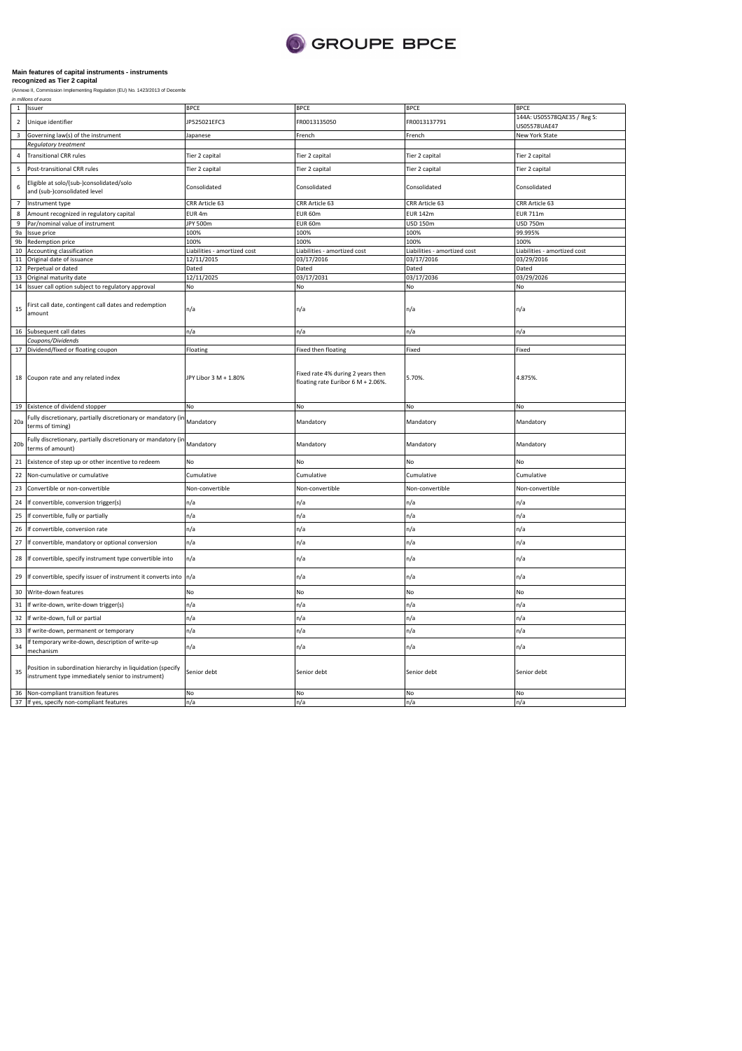GROUPE BPCE

**Main features of capital instruments - instruments recognized as Tier 2 capital**

(Annexe II, Commission Implementing Regulation (EU) No. 1423/2013 of Decembe

*in millions of euros*

| | | | | | |
|---|---|---|---|---|---|
| 1 | Issuer | BPCE | BPCE | BPCE | BPCE |
| 2 | Unique identifier | JP525021EFC3 | FR0013135050 | FR0013137791 | 144A: US05578QAE35 / Reg S: US05578UAE47 |
| 3 | Governing law(s) of the instrument | Japanese | French | French | New York State |
| | *Regulatory treatment* | | | | |
| 4 | Transitional CRR rules | Tier 2 capital | Tier 2 capital | Tier 2 capital | Tier 2 capital |
| 5 | Post-transitional CRR rules | Tier 2 capital | Tier 2 capital | Tier 2 capital | Tier 2 capital |
| 6 | Eligible at solo/(sub-)consolidated/solo and (sub-)consolidated level | Consolidated | Consolidated | Consolidated | Consolidated |
| 7 | Instrument type | CRR Article 63 | CRR Article 63 | CRR Article 63 | CRR Article 63 |
| 8 | Amount recognized in regulatory capital | EUR 4m | EUR 60m | EUR 142m | EUR 711m |
| 9 | Par/nominal value of instrument | JPY 500m | EUR 60m | USD 150m | USD 750m |
| 9a | Issue price | 100% | 100% | 100% | 99.995% |
| 9b | Redemption price | 100% | 100% | 100% | 100% |
| 10 | Accounting classification | Liabilities - amortized cost | Liabilities - amortized cost | Liabilities - amortized cost | Liabilities - amortized cost |
| 11 | Original date of issuance | 12/11/2015 | 03/17/2016 | 03/17/2016 | 03/29/2016 |
| 12 | Perpetual or dated | Dated | Dated | Dated | Dated |
| 13 | Original maturity date | 12/11/2025 | 03/17/2031 | 03/17/2036 | 03/29/2026 |
| 14 | Issuer call option subject to regulatory approval | No | No | No | No |
| 15 | First call date, contingent call dates and redemption amount | n/a | n/a | n/a | n/a |
| 16 | Subsequent call dates | n/a | n/a | n/a | n/a |
| | *Coupons/Dividends* | | | | |
| 17 | Dividend/fixed or floating coupon | Floating | Fixed then floating | Fixed | Fixed |
| 18 | Coupon rate and any related index | JPY Libor 3 M + 1.80% | Fixed rate 4% during 2 years then floating rate Euribor 6 M + 2.06%. | 5.70%. | 4.875%. |
| 19 | Existence of dividend stopper | No | No | No | No |
| 20a | Fully discretionary, partially discretionary or mandatory (in terms of timing) | Mandatory | Mandatory | Mandatory | Mandatory |
| 20b | Fully discretionary, partially discretionary or mandatory (in terms of amount) | Mandatory | Mandatory | Mandatory | Mandatory |
| 21 | Existence of step up or other incentive to redeem | No | No | No | No |
| 22 | Non-cumulative or cumulative | Cumulative | Cumulative | Cumulative | Cumulative |
| 23 | Convertible or non-convertible | Non-convertible | Non-convertible | Non-convertible | Non-convertible |
| 24 | If convertible, conversion trigger(s) | n/a | n/a | n/a | n/a |
| 25 | If convertible, fully or partially | n/a | n/a | n/a | n/a |
| 26 | If convertible, conversion rate | n/a | n/a | n/a | n/a |
| 27 | If convertible, mandatory or optional conversion | n/a | n/a | n/a | n/a |
| 28 | If convertible, specify instrument type convertible into | n/a | n/a | n/a | n/a |
| 29 | If convertible, specify issuer of instrument it converts into | n/a | n/a | n/a | n/a |
| 30 | Write-down features | No | No | No | No |
| 31 | If write-down, write-down trigger(s) | n/a | n/a | n/a | n/a |
| 32 | If write-down, full or partial | n/a | n/a | n/a | n/a |
| 33 | If write-down, permanent or temporary | n/a | n/a | n/a | n/a |
| 34 | If temporary write-down, description of write-up mechanism | n/a | n/a | n/a | n/a |
| 35 | Position in subordination hierarchy in liquidation (specify instrument type immediately senior to instrument) | Senior debt | Senior debt | Senior debt | Senior debt |
| 36 | Non-compliant transition features | No | No | No | No |
| 37 | If yes, specify non-compliant features | n/a | n/a | n/a | n/a |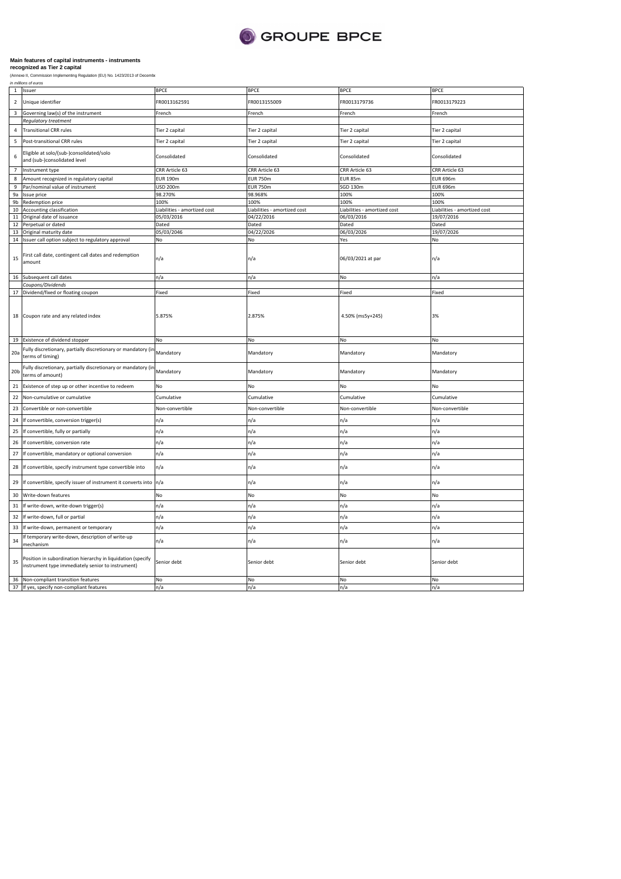**Main features of capital instruments - instruments recognized as Tier 2 capital**

(Annexe II, Commission Implementing Regulation (EU) No. 1423/2013 of Decembe

*in millions of euros*

| | | | | | |
|---|---|---|---|---|---|
| 1 | Issuer | BPCE | BPCE | BPCE | BPCE |
| 2 | Unique identifier | FR0013162591 | FR0013155009 | FR0013179736 | FR0013179223 |
| 3 | Governing law(s) of the instrument | French | French | French | French |
| | *Regulatory treatment* | | | | |
| 4 | Transitional CRR rules | Tier 2 capital | Tier 2 capital | Tier 2 capital | Tier 2 capital |
| 5 | Post-transitional CRR rules | Tier 2 capital | Tier 2 capital | Tier 2 capital | Tier 2 capital |
| 6 | Eligible at solo/(sub-)consolidated/solo and (sub-)consolidated level | Consolidated | Consolidated | Consolidated | Consolidated |
| 7 | Instrument type | CRR Article 63 | CRR Article 63 | CRR Article 63 | CRR Article 63 |
| 8 | Amount recognized in regulatory capital | EUR 190m | EUR 750m | EUR 85m | EUR 696m |
| 9 | Par/nominal value of instrument | USD 200m | EUR 750m | SGD 130m | EUR 696m |
| 9a | Issue price | 98.270% | 98.968% | 100% | 100% |
| 9b | Redemption price | 100% | 100% | 100% | 100% |
| 10 | Accounting classification | Liabilities - amortized cost | Liabilities - amortized cost | Liabilities - amortized cost | Liabilities - amortized cost |
| 11 | Original date of issuance | 05/03/2016 | 04/22/2016 | 06/03/2016 | 19/07/2016 |
| 12 | Perpetual or dated | Dated | Dated | Dated | Dated |
| 13 | Original maturity date | 05/03/2046 | 04/22/2026 | 06/03/2026 | 19/07/2026 |
| 14 | Issuer call option subject to regulatory approval | No | No | Yes | No |
| 15 | First call date, contingent call dates and redemption amount | n/a | n/a | 06/03/2021 at par | n/a |
| 16 | Subsequent call dates | n/a | n/a | No | n/a |
| | *Coupons/Dividends* | | | | |
| 17 | Dividend/fixed or floating coupon | Fixed | Fixed | Fixed | Fixed |
| 18 | Coupon rate and any related index | 5.875% | 2.875% | 4.50% (ms5y+245) | 3% |
| 19 | Existence of dividend stopper | No | No | No | No |
| 20a | Fully discretionary, partially discretionary or mandatory (in terms of timing) | Mandatory | Mandatory | Mandatory | Mandatory |
| 20b | Fully discretionary, partially discretionary or mandatory (in terms of amount) | Mandatory | Mandatory | Mandatory | Mandatory |
| 21 | Existence of step up or other incentive to redeem | No | No | No | No |
| 22 | Non-cumulative or cumulative | Cumulative | Cumulative | Cumulative | Cumulative |
| 23 | Convertible or non-convertible | Non-convertible | Non-convertible | Non-convertible | Non-convertible |
| 24 | If convertible, conversion trigger(s) | n/a | n/a | n/a | n/a |
| 25 | If convertible, fully or partially | n/a | n/a | n/a | n/a |
| 26 | If convertible, conversion rate | n/a | n/a | n/a | n/a |
| 27 | If convertible, mandatory or optional conversion | n/a | n/a | n/a | n/a |
| 28 | If convertible, specify instrument type convertible into | n/a | n/a | n/a | n/a |
| 29 | If convertible, specify issuer of instrument it converts into | n/a | n/a | n/a | n/a |
| 30 | Write-down features | No | No | No | No |
| 31 | If write-down, write-down trigger(s) | n/a | n/a | n/a | n/a |
| 32 | If write-down, full or partial | n/a | n/a | n/a | n/a |
| 33 | If write-down, permanent or temporary | n/a | n/a | n/a | n/a |
| 34 | If temporary write-down, description of write-up mechanism | n/a | n/a | n/a | n/a |
| 35 | Position in subordination hierarchy in liquidation (specify instrument type immediately senior to instrument) | Senior debt | Senior debt | Senior debt | Senior debt |
| 36 | Non-compliant transition features | No | No | No | No |
| 37 | If yes, specify non-compliant features | n/a | n/a | n/a | n/a |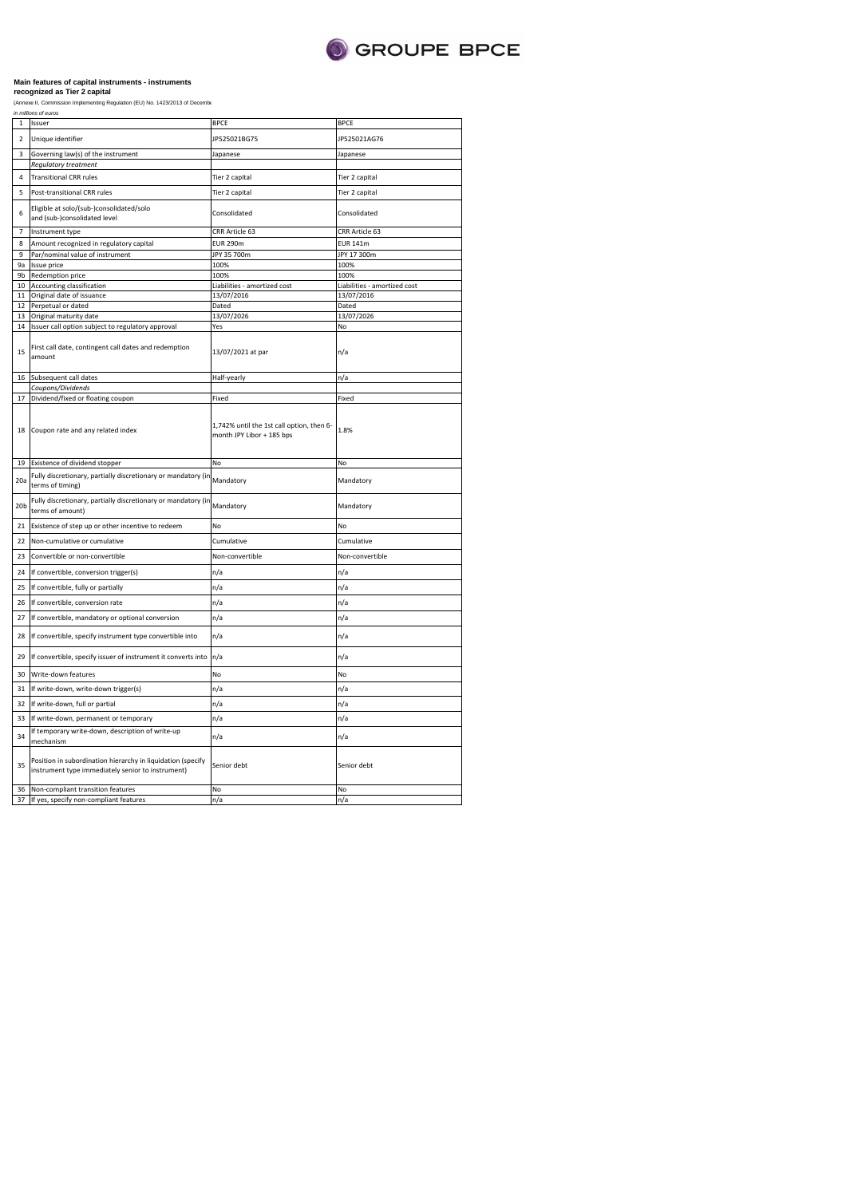**Main features of capital instruments - instruments recognized as Tier 2 capital**

(Annexe II, Commission Implementing Regulation (EU) No. 1423/2013 of Decembe

*in millions of euros*

| | | | |
|---|---|---|---|
| 1 | Issuer | BPCE | BPCE |
| 2 | Unique identifier | JP525021BG75 | JP525021AG76 |
| 3 | Governing law(s) of the instrument | Japanese | Japanese |
| | *Regulatory treatment* | | |
| 4 | Transitional CRR rules | Tier 2 capital | Tier 2 capital |
| 5 | Post-transitional CRR rules | Tier 2 capital | Tier 2 capital |
| 6 | Eligible at solo/(sub-)consolidated/solo and (sub-)consolidated level | Consolidated | Consolidated |
| 7 | Instrument type | CRR Article 63 | CRR Article 63 |
| 8 | Amount recognized in regulatory capital | EUR 290m | EUR 141m |
| 9 | Par/nominal value of instrument | JPY 35 700m | JPY 17 300m |
| 9a | Issue price | 100% | 100% |
| 9b | Redemption price | 100% | 100% |
| 10 | Accounting classification | Liabilities - amortized cost | Liabilities - amortized cost |
| 11 | Original date of issuance | 13/07/2016 | 13/07/2016 |
| 12 | Perpetual or dated | Dated | Dated |
| 13 | Original maturity date | 13/07/2026 | 13/07/2026 |
| 14 | Issuer call option subject to regulatory approval | Yes | No |
| 15 | First call date, contingent call dates and redemption amount | 13/07/2021 at par | n/a |
| 16 | Subsequent call dates | Half-yearly | n/a |
| | *Coupons/Dividends* | | |
| 17 | Dividend/fixed or floating coupon | Fixed | Fixed |
| 18 | Coupon rate and any related index | 1,742% until the 1st call option, then 6-month JPY Libor + 185 bps | 1.8% |
| 19 | Existence of dividend stopper | No | No |
| 20a | Fully discretionary, partially discretionary or mandatory (in terms of timing) | Mandatory | Mandatory |
| 20b | Fully discretionary, partially discretionary or mandatory (in terms of amount) | Mandatory | Mandatory |
| 21 | Existence of step up or other incentive to redeem | No | No |
| 22 | Non-cumulative or cumulative | Cumulative | Cumulative |
| 23 | Convertible or non-convertible | Non-convertible | Non-convertible |
| 24 | If convertible, conversion trigger(s) | n/a | n/a |
| 25 | If convertible, fully or partially | n/a | n/a |
| 26 | If convertible, conversion rate | n/a | n/a |
| 27 | If convertible, mandatory or optional conversion | n/a | n/a |
| 28 | If convertible, specify instrument type convertible into | n/a | n/a |
| 29 | If convertible, specify issuer of instrument it converts into | n/a | n/a |
| 30 | Write-down features | No | No |
| 31 | If write-down, write-down trigger(s) | n/a | n/a |
| 32 | If write-down, full or partial | n/a | n/a |
| 33 | If write-down, permanent or temporary | n/a | n/a |
| 34 | If temporary write-down, description of write-up mechanism | n/a | n/a |
| 35 | Position in subordination hierarchy in liquidation (specify instrument type immediately senior to instrument) | Senior debt | Senior debt |
| 36 | Non-compliant transition features | No | No |
| 37 | If yes, specify non-compliant features | n/a | n/a |